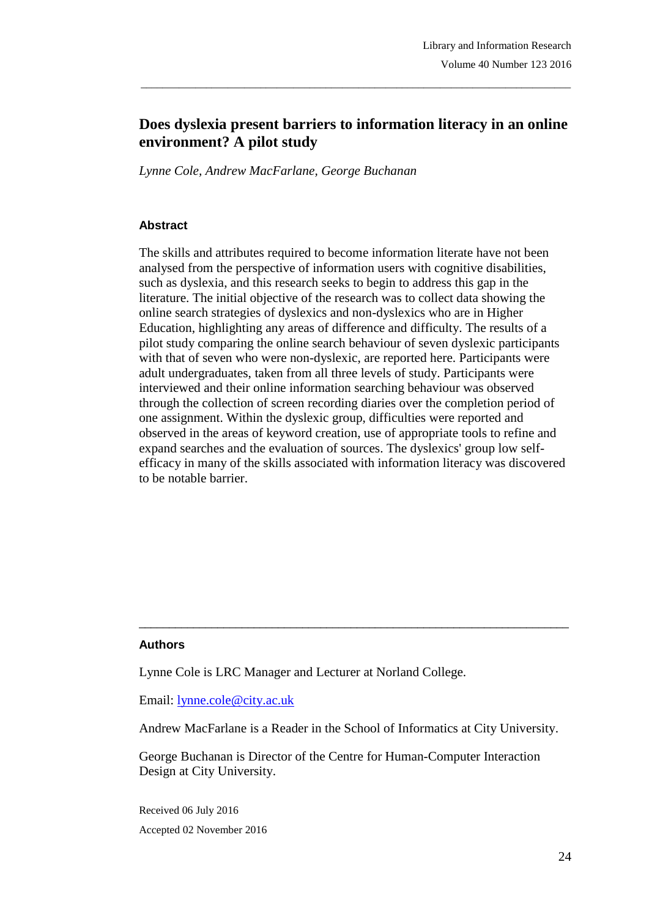# Does dyslexia present barriers to information literacy in an online environment? A pilot study

*Lynne Cole, Andrew MacFarlane, George Buchanan*

### Abstract

The skills and attributes required to become information literate have not been analysed from the perspective of information users with cognitive disabilities, such as dyslexia, and this research seeks to begin to address this gap in the literature. The initial objective of the research was to collect data showing the online search strategies of dyslexics and non-dyslexics who are in Higher Education, highlighting any areas of difference and difficulty. The results of a pilot study comparing the online search behaviour of seven dyslexic participants with that of seven who were non-dyslexic, are reported here. Participants were adult undergraduates, taken from all three levels of study. Participants were interviewed and their online information searching behaviour was observed through the collection of screen recording diaries over the completion period of one assignment. Within the dyslexic group, difficulties were reported and observed in the areas of keyword creation, use of appropriate tools to refine and expand searches and the evaluation of sources. The dyslexics' group low self-efficacy in many of the skills associated with information literacy was discovered to be notable barrier.

---

### Authors

Lynne Cole is LRC Manager and Lecturer at Norland College.

Email: [lynne.cole@city.ac.uk](mailto:lynne.cole@city.ac.uk)

Andrew MacFarlane is a Reader in the School of Informatics at City University.

George Buchanan is Director of the Centre for Human-Computer Interaction Design at City University.

Received 06 July 2016

Accepted 02 November 2016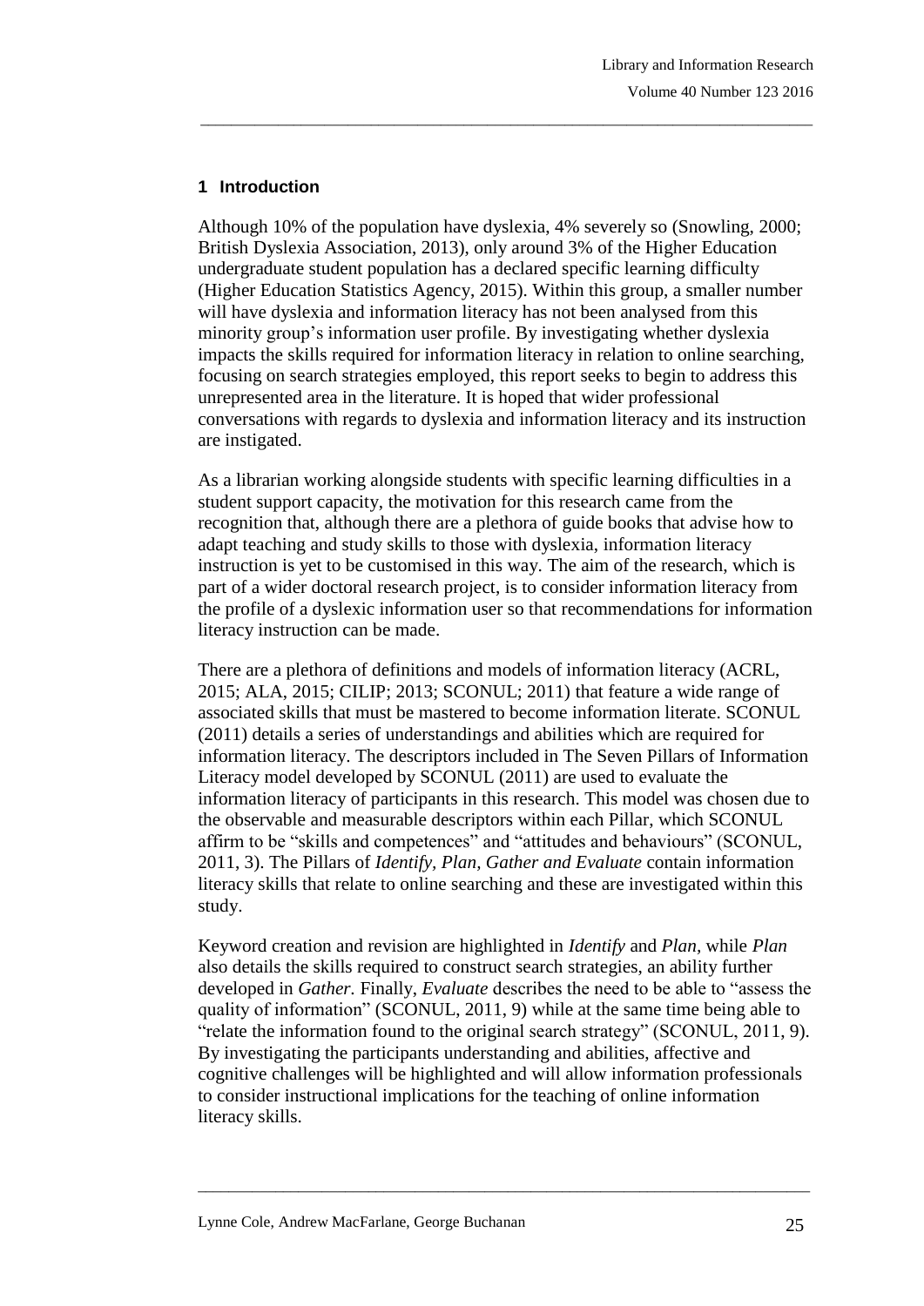## 1 Introduction

Although 10% of the population have dyslexia, 4% severely so (Snowling, 2000; British Dyslexia Association, 2013), only around 3% of the Higher Education undergraduate student population has a declared specific learning difficulty (Higher Education Statistics Agency, 2015). Within this group, a smaller number will have dyslexia and information literacy has not been analysed from this minority group's information user profile. By investigating whether dyslexia impacts the skills required for information literacy in relation to online searching, focusing on search strategies employed, this report seeks to begin to address this unrepresented area in the literature. It is hoped that wider professional conversations with regards to dyslexia and information literacy and its instruction are instigated.

As a librarian working alongside students with specific learning difficulties in a student support capacity, the motivation for this research came from the recognition that, although there are a plethora of guide books that advise how to adapt teaching and study skills to those with dyslexia, information literacy instruction is yet to be customised in this way. The aim of the research, which is part of a wider doctoral research project, is to consider information literacy from the profile of a dyslexic information user so that recommendations for information literacy instruction can be made.

There are a plethora of definitions and models of information literacy (ACRL, 2015; ALA, 2015; CILIP; 2013; SCONUL; 2011) that feature a wide range of associated skills that must be mastered to become information literate. SCONUL (2011) details a series of understandings and abilities which are required for information literacy. The descriptors included in The Seven Pillars of Information Literacy model developed by SCONUL (2011) are used to evaluate the information literacy of participants in this research. This model was chosen due to the observable and measurable descriptors within each Pillar, which SCONUL affirm to be "skills and competences" and "attitudes and behaviours" (SCONUL, 2011, 3). The Pillars of *Identify, Plan, Gather and Evaluate* contain information literacy skills that relate to online searching and these are investigated within this study.

Keyword creation and revision are highlighted in *Identify* and *Plan*, while *Plan* also details the skills required to construct search strategies, an ability further developed in *Gather.* Finally, *Evaluate* describes the need to be able to "assess the quality of information" (SCONUL, 2011, 9) while at the same time being able to "relate the information found to the original search strategy" (SCONUL, 2011, 9). By investigating the participants understanding and abilities, affective and cognitive challenges will be highlighted and will allow information professionals to consider instructional implications for the teaching of online information literacy skills.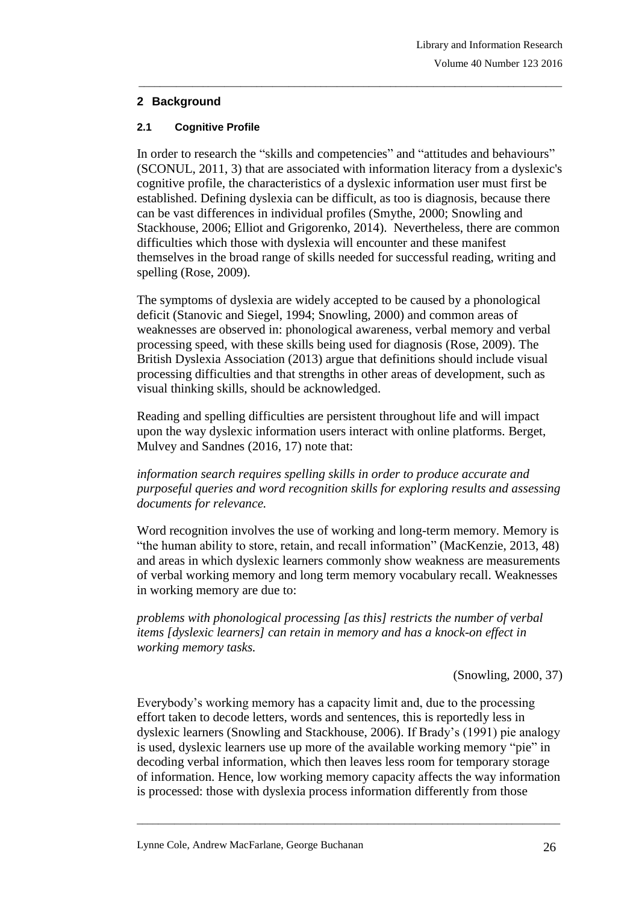## 2 Background

### 2.1 Cognitive Profile

In order to research the "skills and competencies" and "attitudes and behaviours" (SCONUL, 2011, 3) that are associated with information literacy from a dyslexic's cognitive profile, the characteristics of a dyslexic information user must first be established. Defining dyslexia can be difficult, as too is diagnosis, because there can be vast differences in individual profiles (Smythe, 2000; Snowling and Stackhouse, 2006; Elliot and Grigorenko, 2014). Nevertheless, there are common difficulties which those with dyslexia will encounter and these manifest themselves in the broad range of skills needed for successful reading, writing and spelling (Rose, 2009).

The symptoms of dyslexia are widely accepted to be caused by a phonological deficit (Stanovic and Siegel, 1994; Snowling, 2000) and common areas of weaknesses are observed in: phonological awareness, verbal memory and verbal processing speed, with these skills being used for diagnosis (Rose, 2009). The British Dyslexia Association (2013) argue that definitions should include visual processing difficulties and that strengths in other areas of development, such as visual thinking skills, should be acknowledged.

Reading and spelling difficulties are persistent throughout life and will impact upon the way dyslexic information users interact with online platforms. Berget, Mulvey and Sandnes (2016, 17) note that:

*information search requires spelling skills in order to produce accurate and purposeful queries and word recognition skills for exploring results and assessing documents for relevance.*

Word recognition involves the use of working and long-term memory. Memory is "the human ability to store, retain, and recall information" (MacKenzie, 2013, 48) and areas in which dyslexic learners commonly show weakness are measurements of verbal working memory and long term memory vocabulary recall. Weaknesses in working memory are due to:

*problems with phonological processing [as this] restricts the number of verbal items [dyslexic learners] can retain in memory and has a knock-on effect in working memory tasks.*

(Snowling, 2000, 37)

Everybody's working memory has a capacity limit and, due to the processing effort taken to decode letters, words and sentences, this is reportedly less in dyslexic learners (Snowling and Stackhouse, 2006). If Brady's (1991) pie analogy is used, dyslexic learners use up more of the available working memory "pie" in decoding verbal information, which then leaves less room for temporary storage of information. Hence, low working memory capacity affects the way information is processed: those with dyslexia process information differently from those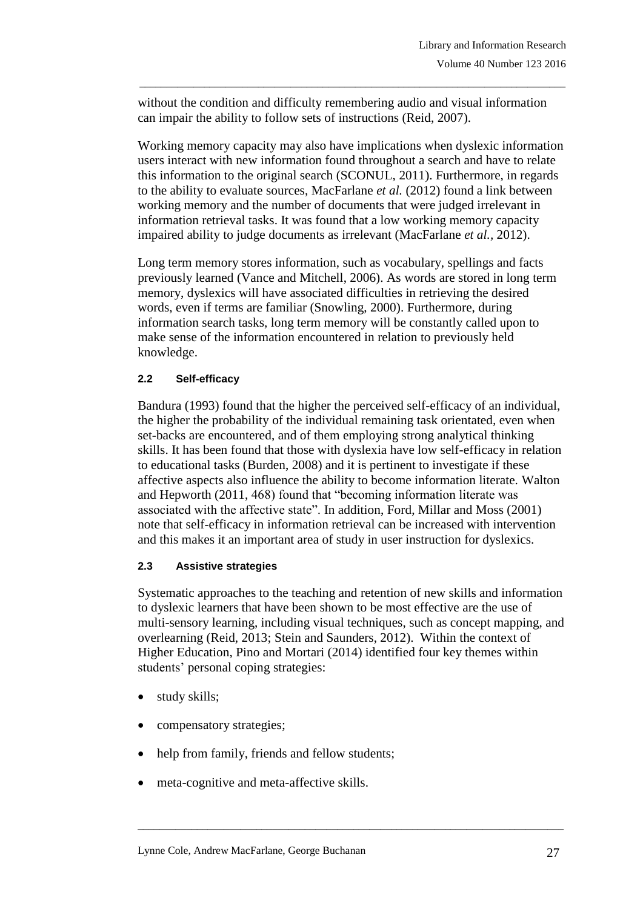without the condition and difficulty remembering audio and visual information can impair the ability to follow sets of instructions (Reid, 2007).

Working memory capacity may also have implications when dyslexic information users interact with new information found throughout a search and have to relate this information to the original search (SCONUL, 2011). Furthermore, in regards to the ability to evaluate sources, MacFarlane *et al.* (2012) found a link between working memory and the number of documents that were judged irrelevant in information retrieval tasks. It was found that a low working memory capacity impaired ability to judge documents as irrelevant (MacFarlane *et al.*, 2012).

Long term memory stores information, such as vocabulary, spellings and facts previously learned (Vance and Mitchell, 2006). As words are stored in long term memory, dyslexics will have associated difficulties in retrieving the desired words, even if terms are familiar (Snowling, 2000). Furthermore, during information search tasks, long term memory will be constantly called upon to make sense of the information encountered in relation to previously held knowledge.

### 2.2 Self-efficacy

Bandura (1993) found that the higher the perceived self-efficacy of an individual, the higher the probability of the individual remaining task orientated, even when set-backs are encountered, and of them employing strong analytical thinking skills. It has been found that those with dyslexia have low self-efficacy in relation to educational tasks (Burden, 2008) and it is pertinent to investigate if these affective aspects also influence the ability to become information literate. Walton and Hepworth (2011, 468) found that "becoming information literate was associated with the affective state". In addition, Ford, Millar and Moss (2001) note that self-efficacy in information retrieval can be increased with intervention and this makes it an important area of study in user instruction for dyslexics.

### 2.3 Assistive strategies

Systematic approaches to the teaching and retention of new skills and information to dyslexic learners that have been shown to be most effective are the use of multi-sensory learning, including visual techniques, such as concept mapping, and overlearning (Reid, 2013; Stein and Saunders, 2012). Within the context of Higher Education, Pino and Mortari (2014) identified four key themes within students' personal coping strategies:

- study skills;
- compensatory strategies;
- help from family, friends and fellow students;
- meta-cognitive and meta-affective skills.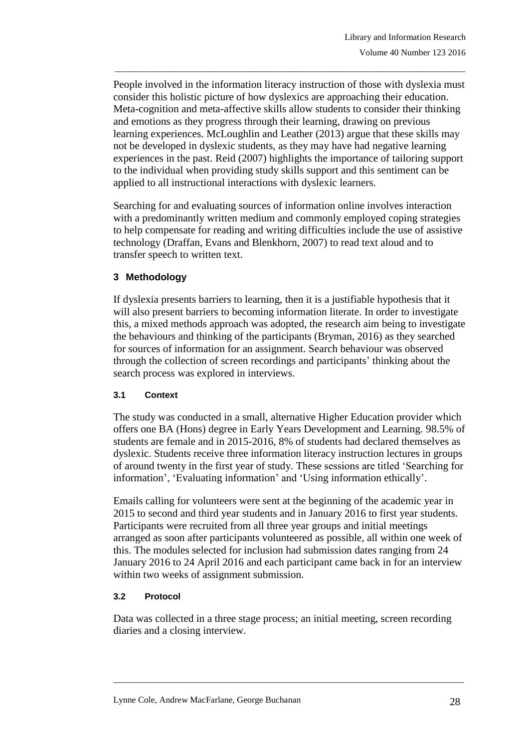People involved in the information literacy instruction of those with dyslexia must consider this holistic picture of how dyslexics are approaching their education. Meta-cognition and meta-affective skills allow students to consider their thinking and emotions as they progress through their learning, drawing on previous learning experiences. McLoughlin and Leather (2013) argue that these skills may not be developed in dyslexic students, as they may have had negative learning experiences in the past. Reid (2007) highlights the importance of tailoring support to the individual when providing study skills support and this sentiment can be applied to all instructional interactions with dyslexic learners.

Searching for and evaluating sources of information online involves interaction with a predominantly written medium and commonly employed coping strategies to help compensate for reading and writing difficulties include the use of assistive technology (Draffan, Evans and Blenkhorn, 2007) to read text aloud and to transfer speech to written text.

## 3 Methodology

If dyslexia presents barriers to learning, then it is a justifiable hypothesis that it will also present barriers to becoming information literate. In order to investigate this, a mixed methods approach was adopted, the research aim being to investigate the behaviours and thinking of the participants (Bryman, 2016) as they searched for sources of information for an assignment. Search behaviour was observed through the collection of screen recordings and participants' thinking about the search process was explored in interviews.

### 3.1 Context

The study was conducted in a small, alternative Higher Education provider which offers one BA (Hons) degree in Early Years Development and Learning. 98.5% of students are female and in 2015-2016, 8% of students had declared themselves as dyslexic. Students receive three information literacy instruction lectures in groups of around twenty in the first year of study. These sessions are titled 'Searching for information', 'Evaluating information' and 'Using information ethically'.

Emails calling for volunteers were sent at the beginning of the academic year in 2015 to second and third year students and in January 2016 to first year students. Participants were recruited from all three year groups and initial meetings arranged as soon after participants volunteered as possible, all within one week of this. The modules selected for inclusion had submission dates ranging from 24 January 2016 to 24 April 2016 and each participant came back in for an interview within two weeks of assignment submission.

### 3.2 Protocol

Data was collected in a three stage process; an initial meeting, screen recording diaries and a closing interview.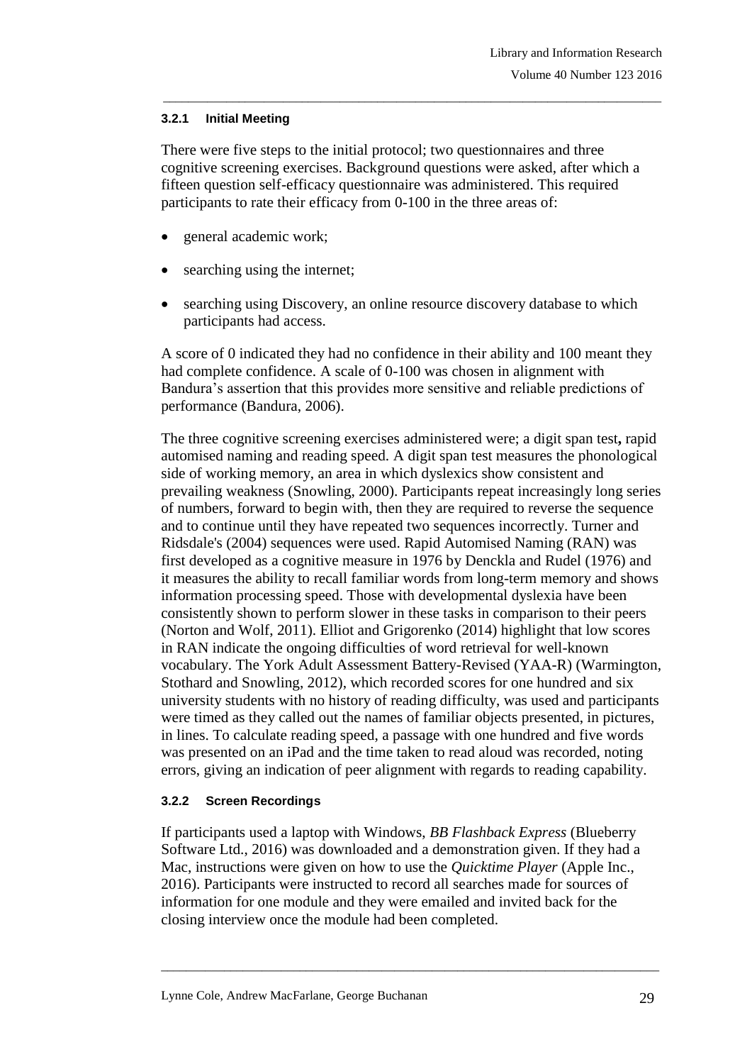### 3.2.1 Initial Meeting

There were five steps to the initial protocol; two questionnaires and three cognitive screening exercises. Background questions were asked, after which a fifteen question self-efficacy questionnaire was administered. This required participants to rate their efficacy from 0-100 in the three areas of:

- general academic work;
- searching using the internet;
- searching using Discovery, an online resource discovery database to which participants had access.

A score of 0 indicated they had no confidence in their ability and 100 meant they had complete confidence. A scale of 0-100 was chosen in alignment with Bandura's assertion that this provides more sensitive and reliable predictions of performance (Bandura, 2006).

The three cognitive screening exercises administered were; a digit span test**,** rapid automised naming and reading speed. A digit span test measures the phonological side of working memory, an area in which dyslexics show consistent and prevailing weakness (Snowling, 2000). Participants repeat increasingly long series of numbers, forward to begin with, then they are required to reverse the sequence and to continue until they have repeated two sequences incorrectly. Turner and Ridsdale's (2004) sequences were used. Rapid Automised Naming (RAN) was first developed as a cognitive measure in 1976 by Denckla and Rudel (1976) and it measures the ability to recall familiar words from long-term memory and shows information processing speed. Those with developmental dyslexia have been consistently shown to perform slower in these tasks in comparison to their peers (Norton and Wolf, 2011). Elliot and Grigorenko (2014) highlight that low scores in RAN indicate the ongoing difficulties of word retrieval for well-known vocabulary. The York Adult Assessment Battery-Revised (YAA-R) (Warmington, Stothard and Snowling, 2012), which recorded scores for one hundred and six university students with no history of reading difficulty, was used and participants were timed as they called out the names of familiar objects presented, in pictures, in lines. To calculate reading speed, a passage with one hundred and five words was presented on an iPad and the time taken to read aloud was recorded, noting errors, giving an indication of peer alignment with regards to reading capability.

### 3.2.2 Screen Recordings

If participants used a laptop with Windows, *BB Flashback Express* (Blueberry Software Ltd., 2016) was downloaded and a demonstration given. If they had a Mac, instructions were given on how to use the *Quicktime Player* (Apple Inc., 2016). Participants were instructed to record all searches made for sources of information for one module and they were emailed and invited back for the closing interview once the module had been completed.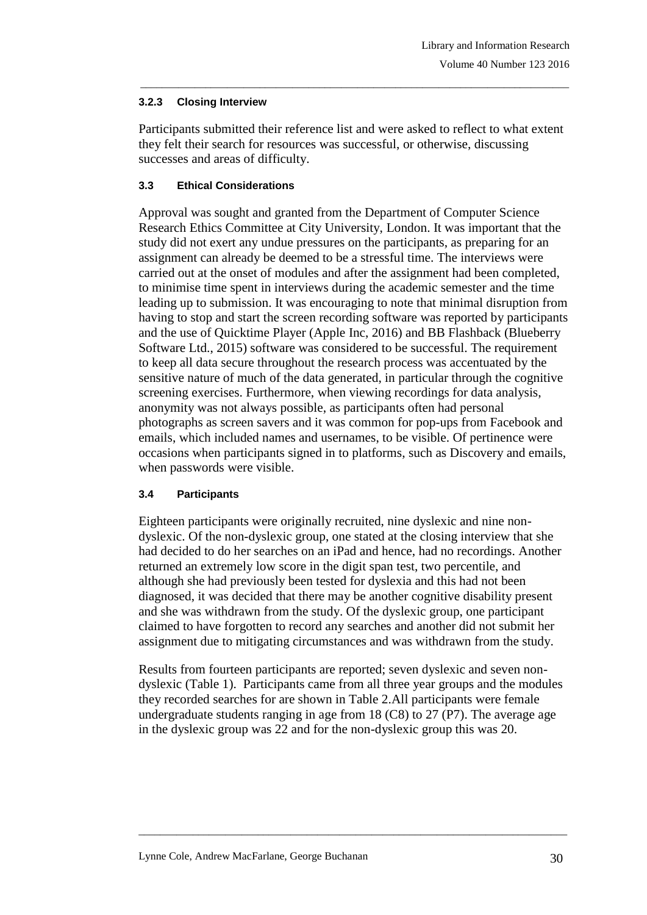#### 3.2.3 Closing Interview

Participants submitted their reference list and were asked to reflect to what extent they felt their search for resources was successful, or otherwise, discussing successes and areas of difficulty.

### 3.3 Ethical Considerations

Approval was sought and granted from the Department of Computer Science Research Ethics Committee at City University, London. It was important that the study did not exert any undue pressures on the participants, as preparing for an assignment can already be deemed to be a stressful time. The interviews were carried out at the onset of modules and after the assignment had been completed, to minimise time spent in interviews during the academic semester and the time leading up to submission. It was encouraging to note that minimal disruption from having to stop and start the screen recording software was reported by participants and the use of Quicktime Player (Apple Inc, 2016) and BB Flashback (Blueberry Software Ltd., 2015) software was considered to be successful. The requirement to keep all data secure throughout the research process was accentuated by the sensitive nature of much of the data generated, in particular through the cognitive screening exercises. Furthermore, when viewing recordings for data analysis, anonymity was not always possible, as participants often had personal photographs as screen savers and it was common for pop-ups from Facebook and emails, which included names and usernames, to be visible. Of pertinence were occasions when participants signed in to platforms, such as Discovery and emails, when passwords were visible.

### 3.4 Participants

Eighteen participants were originally recruited, nine dyslexic and nine non-dyslexic. Of the non-dyslexic group, one stated at the closing interview that she had decided to do her searches on an iPad and hence, had no recordings. Another returned an extremely low score in the digit span test, two percentile, and although she had previously been tested for dyslexia and this had not been diagnosed, it was decided that there may be another cognitive disability present and she was withdrawn from the study. Of the dyslexic group, one participant claimed to have forgotten to record any searches and another did not submit her assignment due to mitigating circumstances and was withdrawn from the study.

Results from fourteen participants are reported; seven dyslexic and seven non-dyslexic (Table 1). Participants came from all three year groups and the modules they recorded searches for are shown in Table 2.All participants were female undergraduate students ranging in age from 18 (C8) to 27 (P7). The average age in the dyslexic group was 22 and for the non-dyslexic group this was 20.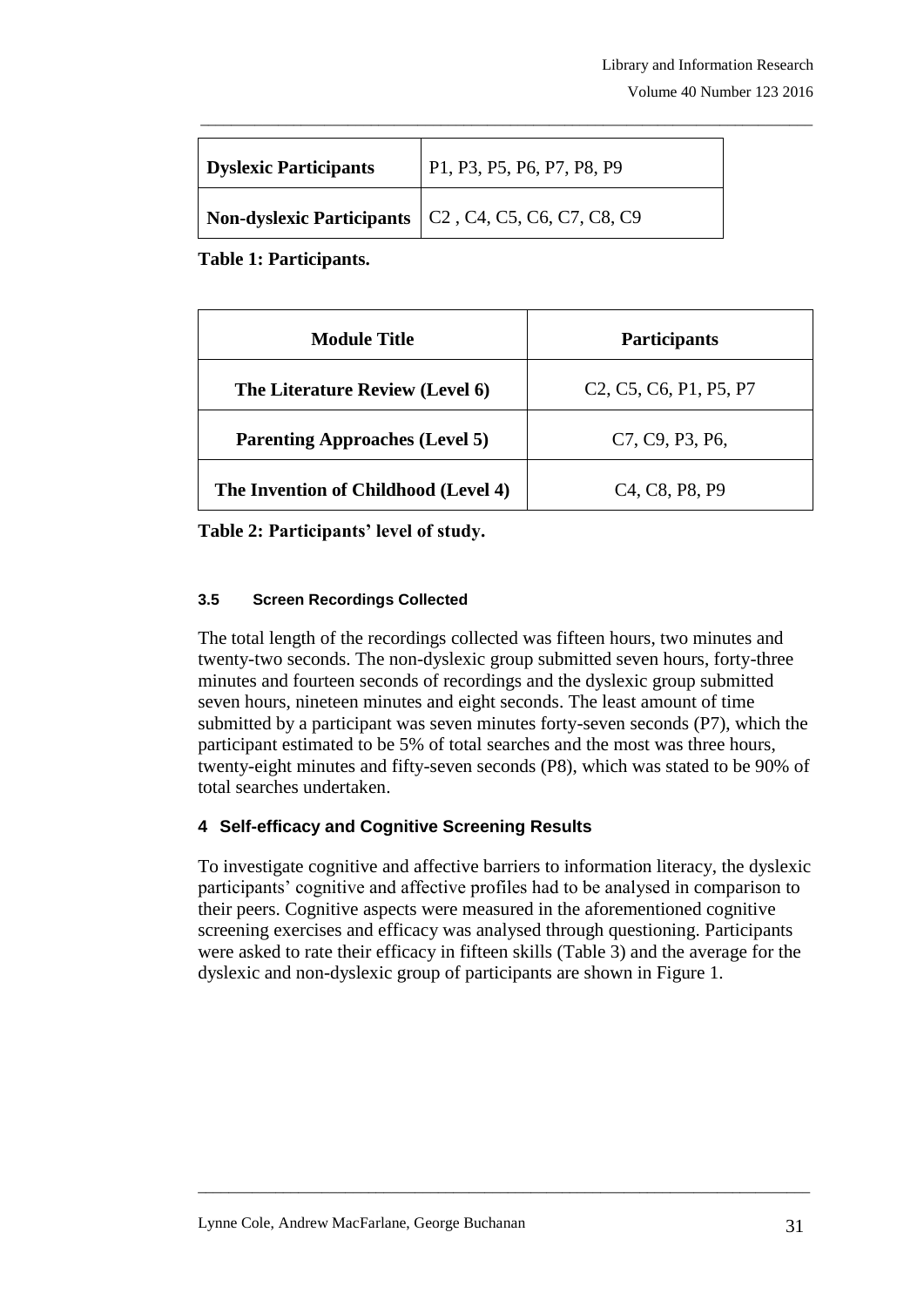| Dyslexic Participants | P1, P3, P5, P6, P7, P8, P9 |
|---|---|
| Non-dyslexic Participants | C2 , C4, C5, C6, C7, C8, C9 |

**Table 1: Participants.**

| Module Title | Participants |
|---|---|
| The Literature Review (Level 6) | C2, C5, C6, P1, P5, P7 |
| Parenting Approaches (Level 5) | C7, C9, P3, P6, |
| The Invention of Childhood (Level 4) | C4, C8, P8, P9 |

**Table 2: Participants' level of study.**

### 3.5 Screen Recordings Collected

The total length of the recordings collected was fifteen hours, two minutes and twenty-two seconds. The non-dyslexic group submitted seven hours, forty-three minutes and fourteen seconds of recordings and the dyslexic group submitted seven hours, nineteen minutes and eight seconds. The least amount of time submitted by a participant was seven minutes forty-seven seconds (P7), which the participant estimated to be 5% of total searches and the most was three hours, twenty-eight minutes and fifty-seven seconds (P8), which was stated to be 90% of total searches undertaken.

## 4 Self-efficacy and Cognitive Screening Results

To investigate cognitive and affective barriers to information literacy, the dyslexic participants' cognitive and affective profiles had to be analysed in comparison to their peers. Cognitive aspects were measured in the aforementioned cognitive screening exercises and efficacy was analysed through questioning. Participants were asked to rate their efficacy in fifteen skills (Table 3) and the average for the dyslexic and non-dyslexic group of participants are shown in Figure 1.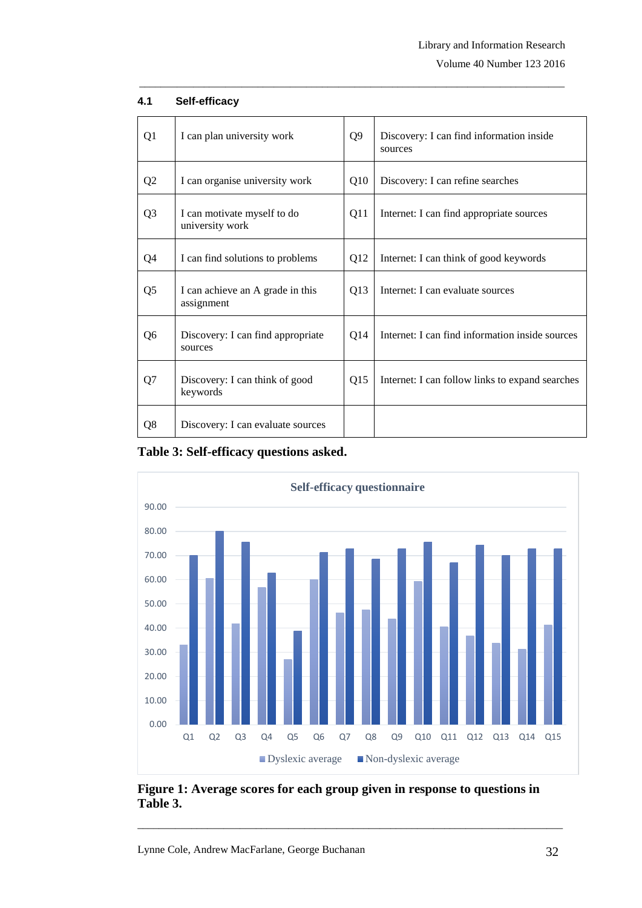### 4.1 Self-efficacy

| | | | |
|---|---|---|---|
| Q1 | I can plan university work | Q9 | Discovery: I can find information inside sources |
| Q2 | I can organise university work | Q10 | Discovery: I can refine searches |
| Q3 | I can motivate myself to do university work | Q11 | Internet: I can find appropriate sources |
| Q4 | I can find solutions to problems | Q12 | Internet: I can think of good keywords |
| Q5 | I can achieve an A grade in this assignment | Q13 | Internet: I can evaluate sources |
| Q6 | Discovery: I can find appropriate sources | Q14 | Internet: I can find information inside sources |
| Q7 | Discovery: I can think of good keywords | Q15 | Internet: I can follow links to expand searches |
| Q8 | Discovery: I can evaluate sources | | |

**Table 3: Self-efficacy questions asked.**

**Figure 1: Average scores for each group given in response to questions in Table 3.**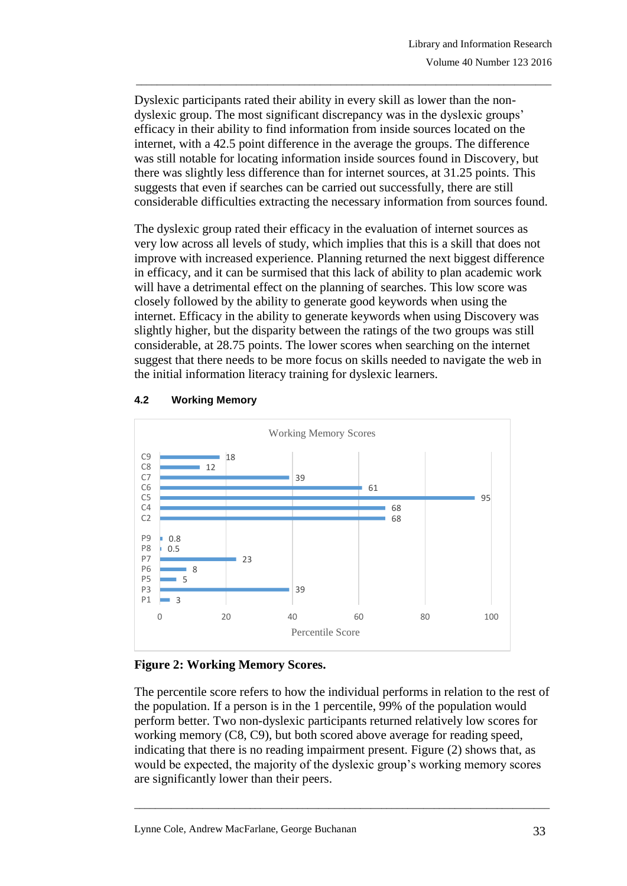Dyslexic participants rated their ability in every skill as lower than the non-dyslexic group. The most significant discrepancy was in the dyslexic groups' efficacy in their ability to find information from inside sources located on the internet, with a 42.5 point difference in the average the groups. The difference was still notable for locating information inside sources found in Discovery, but there was slightly less difference than for internet sources, at 31.25 points. This suggests that even if searches can be carried out successfully, there are still considerable difficulties extracting the necessary information from sources found.

The dyslexic group rated their efficacy in the evaluation of internet sources as very low across all levels of study, which implies that this is a skill that does not improve with increased experience. Planning returned the next biggest difference in efficacy, and it can be surmised that this lack of ability to plan academic work will have a detrimental effect on the planning of searches. This low score was closely followed by the ability to generate good keywords when using the internet. Efficacy in the ability to generate keywords when using Discovery was slightly higher, but the disparity between the ratings of the two groups was still considerable, at 28.75 points. The lower scores when searching on the internet suggest that there needs to be more focus on skills needed to navigate the web in the initial information literacy training for dyslexic learners.

## 4.2 Working Memory

Working Memory Scores

| Participant | Percentile Score |
|---|---|
| C9 | 18 |
| C8 | 12 |
| C7 | 39 |
| C6 | 61 |
| C5 | 95 |
| C4 | 68 |
| C2 | 68 |
| P9 | 0.8 |
| P8 | 0.5 |
| P7 | 23 |
| P6 | 8 |
| P5 | 5 |
| P3 | 39 |
| P1 | 3 |

**Figure 2: Working Memory Scores.**

The percentile score refers to how the individual performs in relation to the rest of the population. If a person is in the 1 percentile, 99% of the population would perform better. Two non-dyslexic participants returned relatively low scores for working memory (C8, C9), but both scored above average for reading speed, indicating that there is no reading impairment present. Figure (2) shows that, as would be expected, the majority of the dyslexic group's working memory scores are significantly lower than their peers.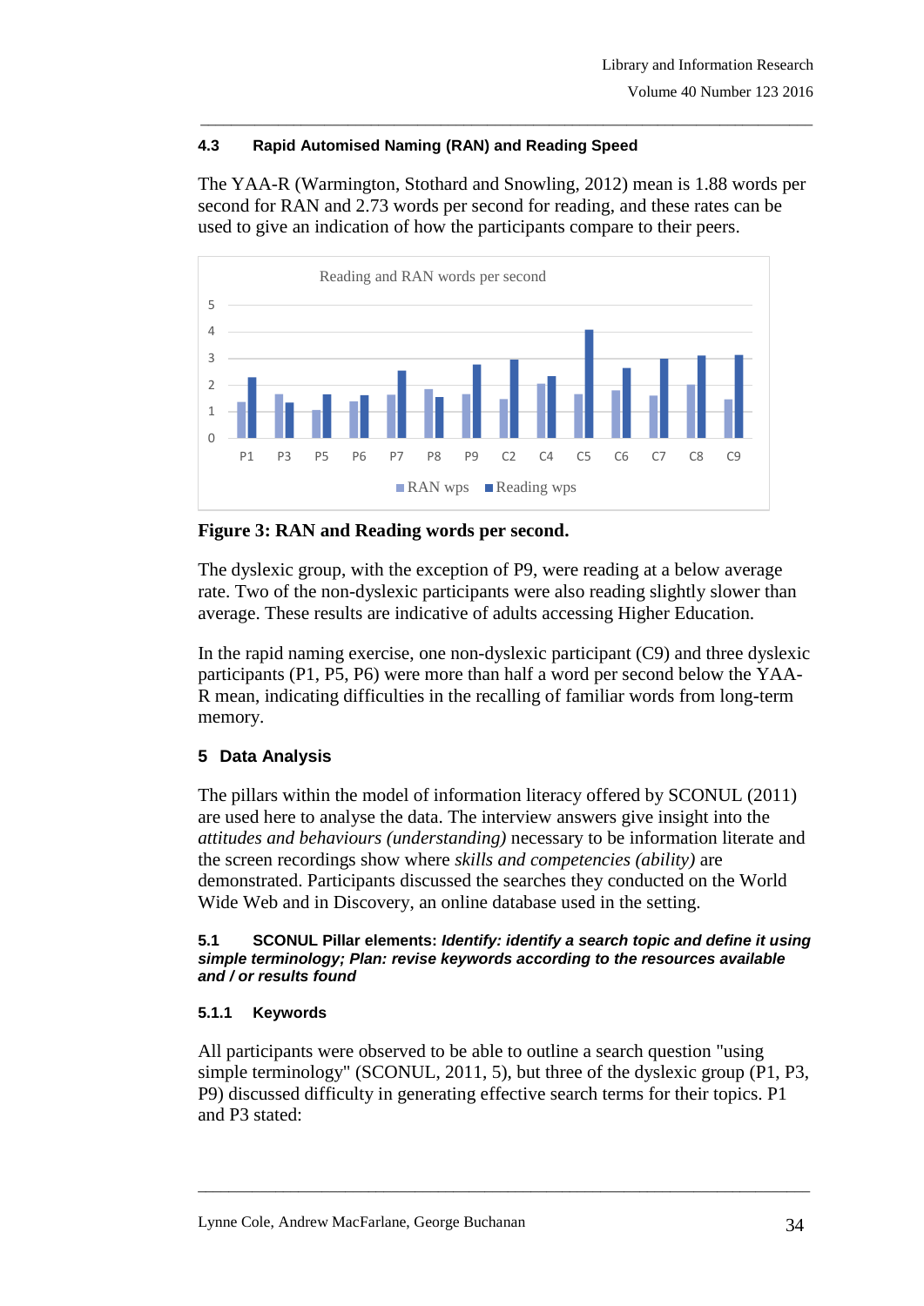### 4.3 Rapid Automised Naming (RAN) and Reading Speed

The YAA-R (Warmington, Stothard and Snowling, 2012) mean is 1.88 words per second for RAN and 2.73 words per second for reading, and these rates can be used to give an indication of how the participants compare to their peers.

**Figure 3: RAN and Reading words per second.**

The dyslexic group, with the exception of P9, were reading at a below average rate. Two of the non-dyslexic participants were also reading slightly slower than average. These results are indicative of adults accessing Higher Education.

In the rapid naming exercise, one non-dyslexic participant (C9) and three dyslexic participants (P1, P5, P6) were more than half a word per second below the YAA-R mean, indicating difficulties in the recalling of familiar words from long-term memory.

## 5 Data Analysis

The pillars within the model of information literacy offered by SCONUL (2011) are used here to analyse the data. The interview answers give insight into the *attitudes and behaviours (understanding)* necessary to be information literate and the screen recordings show where *skills and competencies (ability)* are demonstrated. Participants discussed the searches they conducted on the World Wide Web and in Discovery, an online database used in the setting.

### 5.1 SCONUL Pillar elements: *Identify: identify a search topic and define it using simple terminology; Plan: revise keywords according to the resources available and / or results found*

#### 5.1.1 Keywords

All participants were observed to be able to outline a search question "using simple terminology" (SCONUL, 2011, 5), but three of the dyslexic group (P1, P3, P9) discussed difficulty in generating effective search terms for their topics. P1 and P3 stated: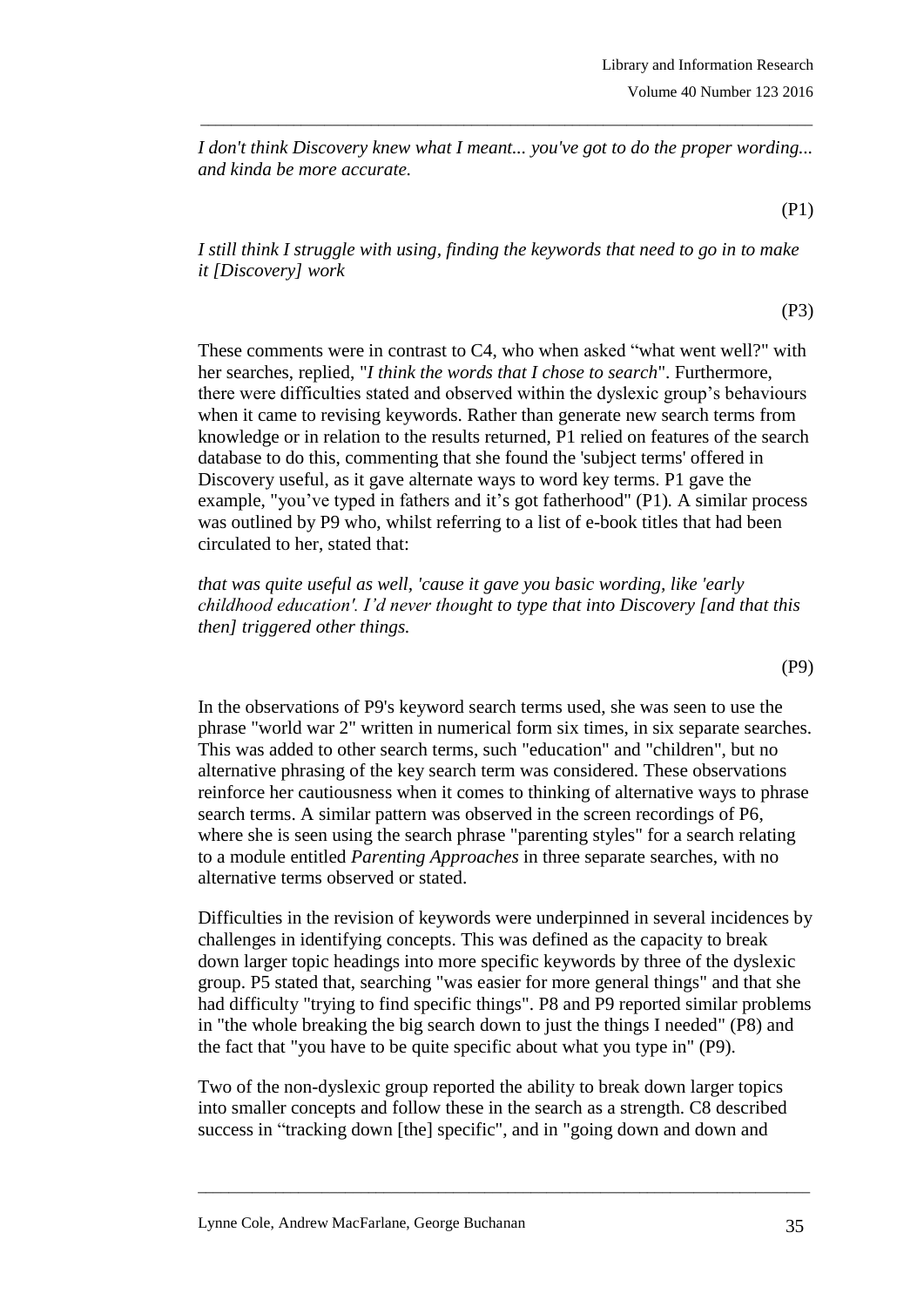*I don't think Discovery knew what I meant... you've got to do the proper wording... and kinda be more accurate.*

(P1)

*I still think I struggle with using, finding the keywords that need to go in to make it [Discovery] work*

(P3)

These comments were in contrast to C4, who when asked "what went well?" with her searches, replied, "*I think the words that I chose to search*". Furthermore, there were difficulties stated and observed within the dyslexic group's behaviours when it came to revising keywords. Rather than generate new search terms from knowledge or in relation to the results returned, P1 relied on features of the search database to do this, commenting that she found the 'subject terms' offered in Discovery useful, as it gave alternate ways to word key terms. P1 gave the example, "you've typed in fathers and it's got fatherhood" (P1). A similar process was outlined by P9 who, whilst referring to a list of e-book titles that had been circulated to her, stated that:

*that was quite useful as well, 'cause it gave you basic wording, like 'early childhood education'. I'd never thought to type that into Discovery [and that this then] triggered other things.*

(P9)

In the observations of P9's keyword search terms used, she was seen to use the phrase "world war 2" written in numerical form six times, in six separate searches. This was added to other search terms, such "education" and "children", but no alternative phrasing of the key search term was considered. These observations reinforce her cautiousness when it comes to thinking of alternative ways to phrase search terms. A similar pattern was observed in the screen recordings of P6, where she is seen using the search phrase "parenting styles" for a search relating to a module entitled *Parenting Approaches* in three separate searches, with no alternative terms observed or stated.

Difficulties in the revision of keywords were underpinned in several incidences by challenges in identifying concepts. This was defined as the capacity to break down larger topic headings into more specific keywords by three of the dyslexic group. P5 stated that, searching "was easier for more general things" and that she had difficulty "trying to find specific things". P8 and P9 reported similar problems in "the whole breaking the big search down to just the things I needed" (P8) and the fact that "you have to be quite specific about what you type in" (P9).

Two of the non-dyslexic group reported the ability to break down larger topics into smaller concepts and follow these in the search as a strength. C8 described success in "tracking down [the] specific", and in "going down and down and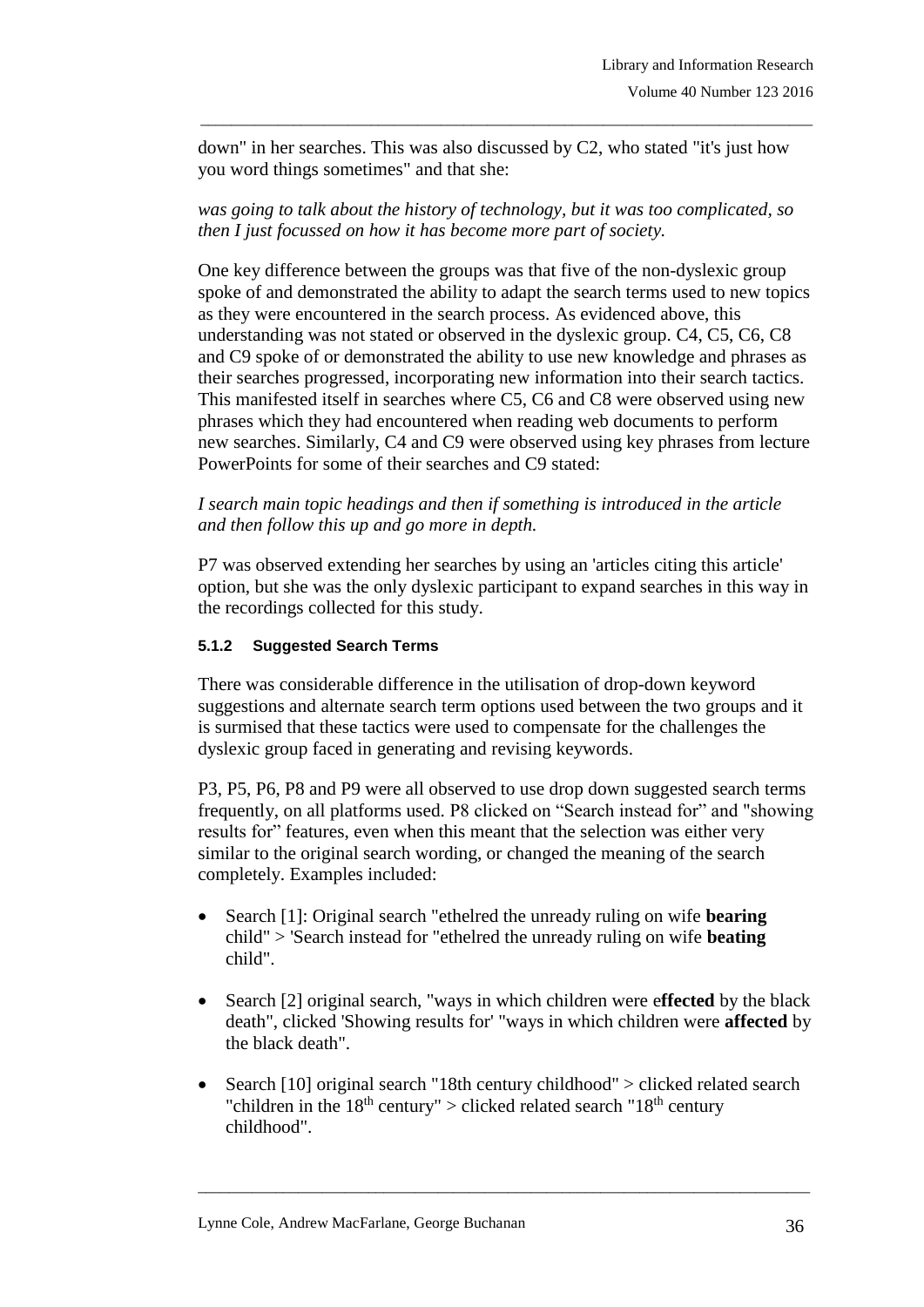down" in her searches. This was also discussed by C2, who stated "it's just how you word things sometimes" and that she:

*was going to talk about the history of technology, but it was too complicated, so then I just focussed on how it has become more part of society.*

One key difference between the groups was that five of the non-dyslexic group spoke of and demonstrated the ability to adapt the search terms used to new topics as they were encountered in the search process. As evidenced above, this understanding was not stated or observed in the dyslexic group. C4, C5, C6, C8 and C9 spoke of or demonstrated the ability to use new knowledge and phrases as their searches progressed, incorporating new information into their search tactics. This manifested itself in searches where C5, C6 and C8 were observed using new phrases which they had encountered when reading web documents to perform new searches. Similarly, C4 and C9 were observed using key phrases from lecture PowerPoints for some of their searches and C9 stated:

*I search main topic headings and then if something is introduced in the article and then follow this up and go more in depth.*

P7 was observed extending her searches by using an 'articles citing this article' option, but she was the only dyslexic participant to expand searches in this way in the recordings collected for this study.

#### 5.1.2 Suggested Search Terms

There was considerable difference in the utilisation of drop-down keyword suggestions and alternate search term options used between the two groups and it is surmised that these tactics were used to compensate for the challenges the dyslexic group faced in generating and revising keywords.

P3, P5, P6, P8 and P9 were all observed to use drop down suggested search terms frequently, on all platforms used. P8 clicked on "Search instead for" and "showing results for" features, even when this meant that the selection was either very similar to the original search wording, or changed the meaning of the search completely. Examples included:

- Search [1]: Original search "ethelred the unready ruling on wife **bearing** child" > 'Search instead for "ethelred the unready ruling on wife **beating** child".
- Search [2] original search, "ways in which children were e**ffected** by the black death", clicked 'Showing results for' "ways in which children were **affected** by the black death".
- Search [10] original search "18th century childhood" > clicked related search "children in the 18$^{th}$ century" > clicked related search "18$^{th}$ century childhood".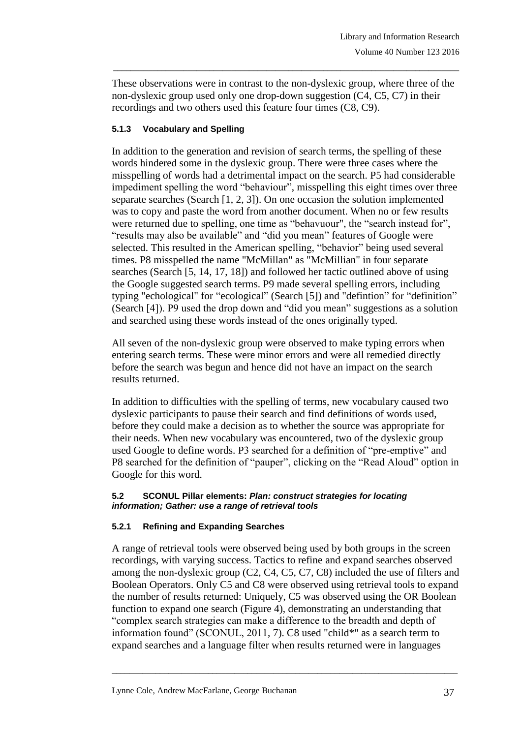These observations were in contrast to the non-dyslexic group, where three of the non-dyslexic group used only one drop-down suggestion (C4, C5, C7) in their recordings and two others used this feature four times (C8, C9).

#### 5.1.3 Vocabulary and Spelling

In addition to the generation and revision of search terms, the spelling of these words hindered some in the dyslexic group. There were three cases where the misspelling of words had a detrimental impact on the search. P5 had considerable impediment spelling the word "behaviour", misspelling this eight times over three separate searches (Search [1, 2, 3]). On one occasion the solution implemented was to copy and paste the word from another document. When no or few results were returned due to spelling, one time as "behavuour", the "search instead for", "results may also be available" and "did you mean" features of Google were selected. This resulted in the American spelling, "behavior" being used several times. P8 misspelled the name "McMillan" as "McMillian" in four separate searches (Search [5, 14, 17, 18]) and followed her tactic outlined above of using the Google suggested search terms. P9 made several spelling errors, including typing "echological" for "ecological" (Search [5]) and "defintion" for "definition" (Search [4]). P9 used the drop down and "did you mean" suggestions as a solution and searched using these words instead of the ones originally typed.

All seven of the non-dyslexic group were observed to make typing errors when entering search terms. These were minor errors and were all remedied directly before the search was begun and hence did not have an impact on the search results returned.

In addition to difficulties with the spelling of terms, new vocabulary caused two dyslexic participants to pause their search and find definitions of words used, before they could make a decision as to whether the source was appropriate for their needs. When new vocabulary was encountered, two of the dyslexic group used Google to define words. P3 searched for a definition of "pre-emptive" and P8 searched for the definition of "pauper", clicking on the "Read Aloud" option in Google for this word.

### 5.2 SCONUL Pillar elements: *Plan: construct strategies for locating information; Gather: use a range of retrieval tools*

#### 5.2.1 Refining and Expanding Searches

A range of retrieval tools were observed being used by both groups in the screen recordings, with varying success. Tactics to refine and expand searches observed among the non-dyslexic group (C2, C4, C5, C7, C8) included the use of filters and Boolean Operators. Only C5 and C8 were observed using retrieval tools to expand the number of results returned: Uniquely, C5 was observed using the OR Boolean function to expand one search (Figure 4), demonstrating an understanding that "complex search strategies can make a difference to the breadth and depth of information found" (SCONUL, 2011, 7). C8 used "child*" as a search term to expand searches and a language filter when results returned were in languages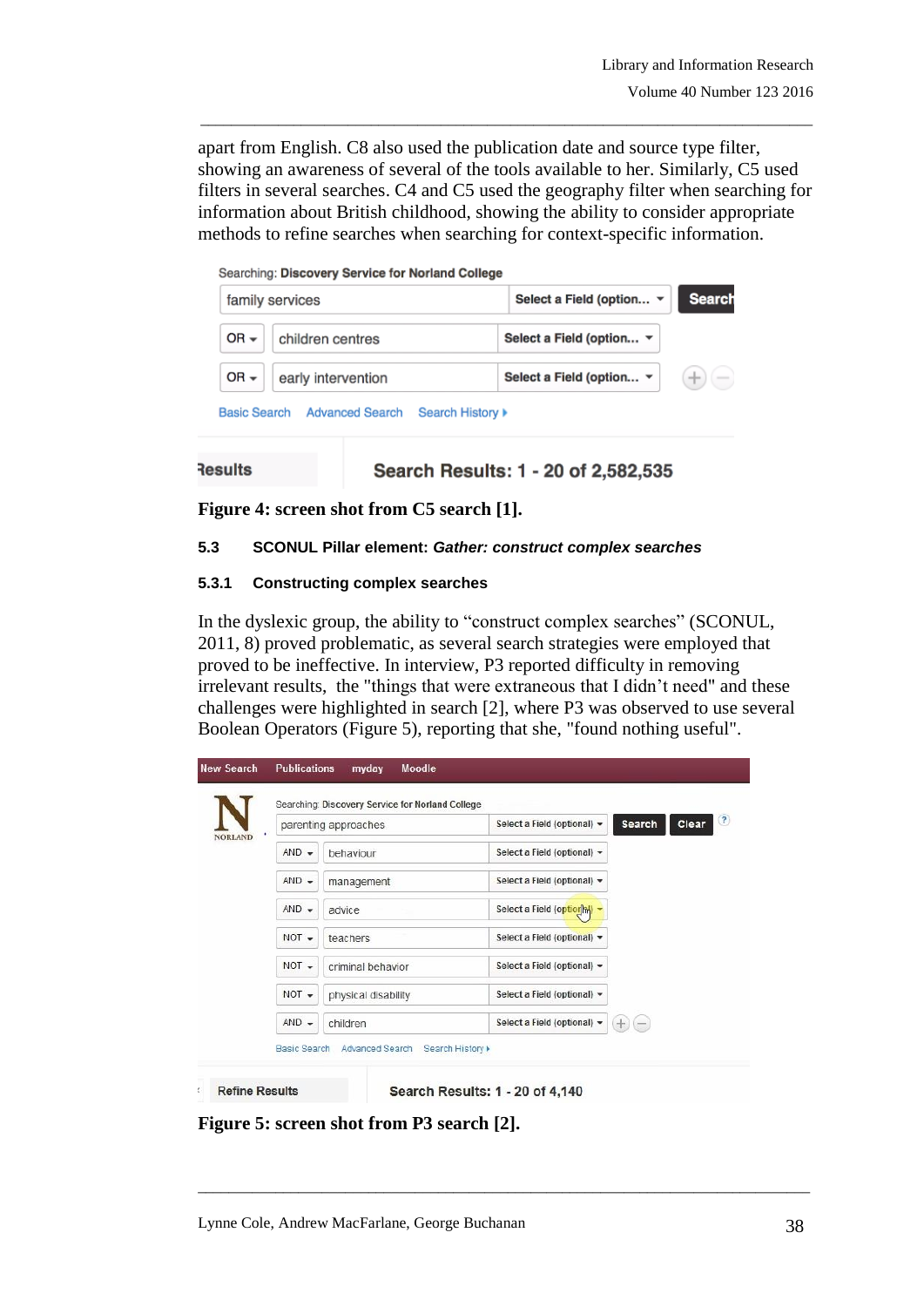apart from English. C8 also used the publication date and source type filter, showing an awareness of several of the tools available to her. Similarly, C5 used filters in several searches. C4 and C5 used the geography filter when searching for information about British childhood, showing the ability to consider appropriate methods to refine searches when searching for context-specific information.

**Figure 4: screen shot from C5 search [1].**

### 5.3 SCONUL Pillar element: *Gather: construct complex searches*

#### 5.3.1 Constructing complex searches

In the dyslexic group, the ability to "construct complex searches" (SCONUL, 2011, 8) proved problematic, as several search strategies were employed that proved to be ineffective. In interview, P3 reported difficulty in removing irrelevant results, the "things that were extraneous that I didn't need" and these challenges were highlighted in search [2], where P3 was observed to use several Boolean Operators (Figure 5), reporting that she, "found nothing useful".

**Figure 5: screen shot from P3 search [2].**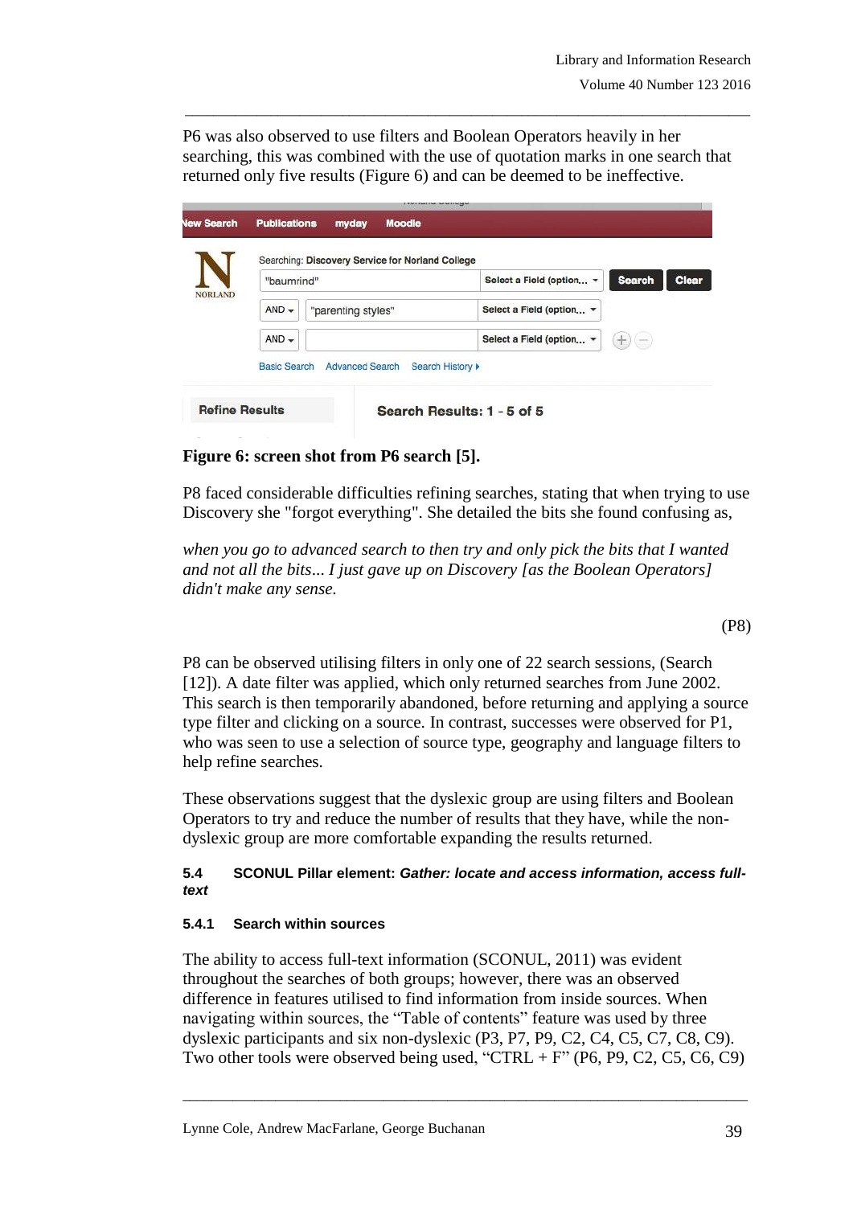P6 was also observed to use filters and Boolean Operators heavily in her searching, this was combined with the use of quotation marks in one search that returned only five results (Figure 6) and can be deemed to be ineffective.

**Figure 6: screen shot from P6 search [5].**

P8 faced considerable difficulties refining searches, stating that when trying to use Discovery she "forgot everything". She detailed the bits she found confusing as,

*when you go to advanced search to then try and only pick the bits that I wanted and not all the bits... I just gave up on Discovery [as the Boolean Operators] didn't make any sense.*

(P8)

P8 can be observed utilising filters in only one of 22 search sessions, (Search [12]). A date filter was applied, which only returned searches from June 2002. This search is then temporarily abandoned, before returning and applying a source type filter and clicking on a source. In contrast, successes were observed for P1, who was seen to use a selection of source type, geography and language filters to help refine searches.

These observations suggest that the dyslexic group are using filters and Boolean Operators to try and reduce the number of results that they have, while the non-dyslexic group are more comfortable expanding the results returned.

#### 5.4 SCONUL Pillar element: *Gather: locate and access information, access full-text*

##### 5.4.1 Search within sources

The ability to access full-text information (SCONUL, 2011) was evident throughout the searches of both groups; however, there was an observed difference in features utilised to find information from inside sources. When navigating within sources, the "Table of contents" feature was used by three dyslexic participants and six non-dyslexic (P3, P7, P9, C2, C4, C5, C7, C8, C9). Two other tools were observed being used, "CTRL + F" (P6, P9, C2, C5, C6, C9)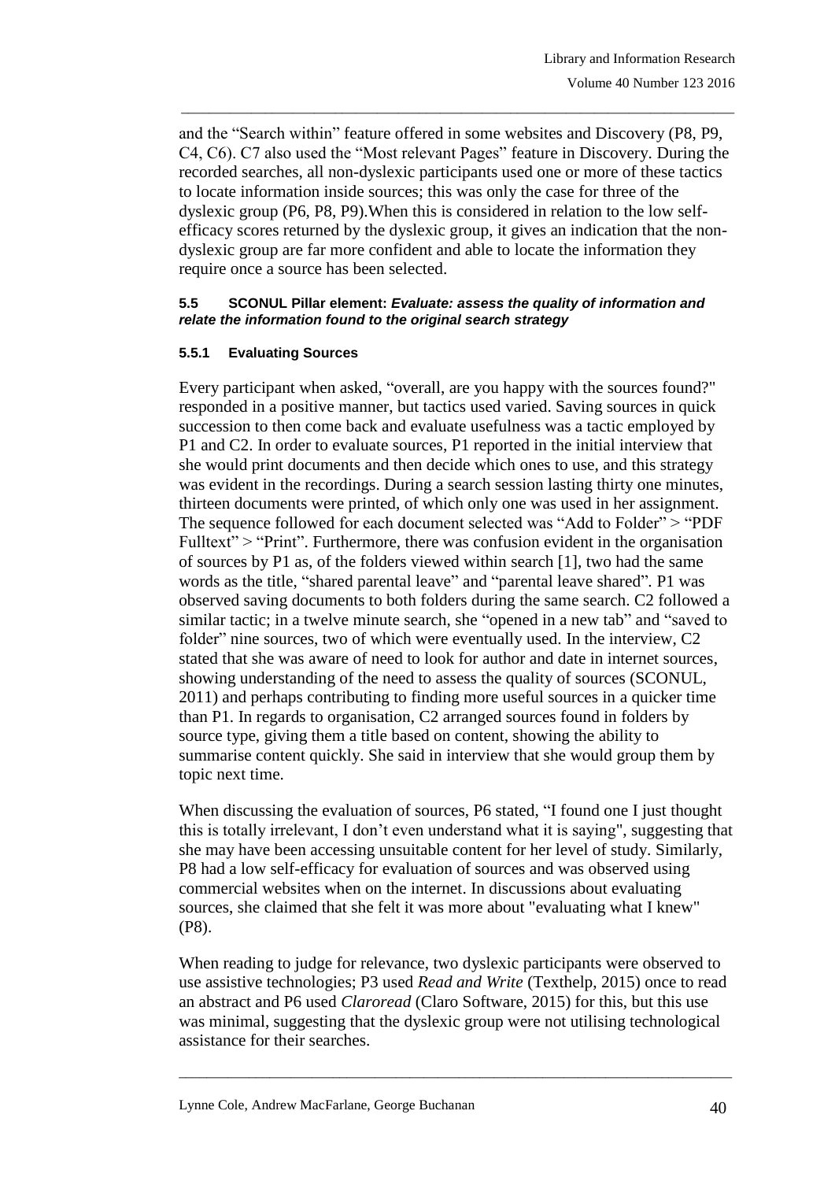and the "Search within" feature offered in some websites and Discovery (P8, P9, C4, C6). C7 also used the "Most relevant Pages" feature in Discovery. During the recorded searches, all non-dyslexic participants used one or more of these tactics to locate information inside sources; this was only the case for three of the dyslexic group (P6, P8, P9).When this is considered in relation to the low self-efficacy scores returned by the dyslexic group, it gives an indication that the non-dyslexic group are far more confident and able to locate the information they require once a source has been selected.

#### 5.5 SCONUL Pillar element: *Evaluate: assess the quality of information and relate the information found to the original search strategy*

#### 5.5.1 Evaluating Sources

Every participant when asked, "overall, are you happy with the sources found?" responded in a positive manner, but tactics used varied. Saving sources in quick succession to then come back and evaluate usefulness was a tactic employed by P1 and C2. In order to evaluate sources, P1 reported in the initial interview that she would print documents and then decide which ones to use, and this strategy was evident in the recordings. During a search session lasting thirty one minutes, thirteen documents were printed, of which only one was used in her assignment. The sequence followed for each document selected was "Add to Folder" > "PDF Fulltext" > "Print". Furthermore, there was confusion evident in the organisation of sources by P1 as, of the folders viewed within search [1], two had the same words as the title, "shared parental leave" and "parental leave shared". P1 was observed saving documents to both folders during the same search. C2 followed a similar tactic; in a twelve minute search, she "opened in a new tab" and "saved to folder" nine sources, two of which were eventually used. In the interview, C2 stated that she was aware of need to look for author and date in internet sources, showing understanding of the need to assess the quality of sources (SCONUL, 2011) and perhaps contributing to finding more useful sources in a quicker time than P1. In regards to organisation, C2 arranged sources found in folders by source type, giving them a title based on content, showing the ability to summarise content quickly. She said in interview that she would group them by topic next time.

When discussing the evaluation of sources, P6 stated, "I found one I just thought this is totally irrelevant, I don't even understand what it is saying", suggesting that she may have been accessing unsuitable content for her level of study. Similarly, P8 had a low self-efficacy for evaluation of sources and was observed using commercial websites when on the internet. In discussions about evaluating sources, she claimed that she felt it was more about "evaluating what I knew" (P8).

When reading to judge for relevance, two dyslexic participants were observed to use assistive technologies; P3 used *Read and Write* (Texthelp, 2015) once to read an abstract and P6 used *Claroread* (Claro Software, 2015) for this, but this use was minimal, suggesting that the dyslexic group were not utilising technological assistance for their searches.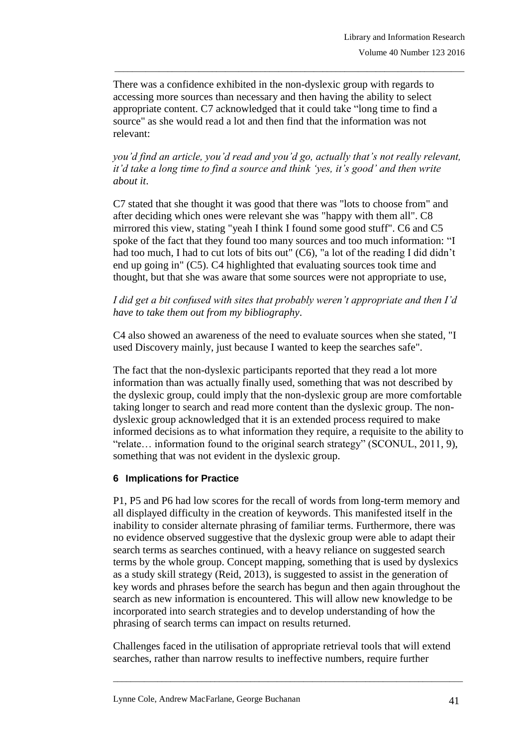There was a confidence exhibited in the non-dyslexic group with regards to accessing more sources than necessary and then having the ability to select appropriate content. C7 acknowledged that it could take "long time to find a source" as she would read a lot and then find that the information was not relevant:

*you'd find an article, you'd read and you'd go, actually that's not really relevant, it'd take a long time to find a source and think 'yes, it's good' and then write about it*.

C7 stated that she thought it was good that there was "lots to choose from" and after deciding which ones were relevant she was "happy with them all". C8 mirrored this view, stating "yeah I think I found some good stuff". C6 and C5 spoke of the fact that they found too many sources and too much information: "I had too much, I had to cut lots of bits out" (C6), "a lot of the reading I did didn't end up going in" (C5). C4 highlighted that evaluating sources took time and thought, but that she was aware that some sources were not appropriate to use,

*I did get a bit confused with sites that probably weren't appropriate and then I'd have to take them out from my bibliography*.

C4 also showed an awareness of the need to evaluate sources when she stated, "I used Discovery mainly, just because I wanted to keep the searches safe".

The fact that the non-dyslexic participants reported that they read a lot more information than was actually finally used, something that was not described by the dyslexic group, could imply that the non-dyslexic group are more comfortable taking longer to search and read more content than the dyslexic group. The non-dyslexic group acknowledged that it is an extended process required to make informed decisions as to what information they require, a requisite to the ability to "relate… information found to the original search strategy" (SCONUL, 2011, 9), something that was not evident in the dyslexic group.

## 6 Implications for Practice

P1, P5 and P6 had low scores for the recall of words from long-term memory and all displayed difficulty in the creation of keywords. This manifested itself in the inability to consider alternate phrasing of familiar terms. Furthermore, there was no evidence observed suggestive that the dyslexic group were able to adapt their search terms as searches continued, with a heavy reliance on suggested search terms by the whole group. Concept mapping, something that is used by dyslexics as a study skill strategy (Reid, 2013), is suggested to assist in the generation of key words and phrases before the search has begun and then again throughout the search as new information is encountered. This will allow new knowledge to be incorporated into search strategies and to develop understanding of how the phrasing of search terms can impact on results returned.

Challenges faced in the utilisation of appropriate retrieval tools that will extend searches, rather than narrow results to ineffective numbers, require further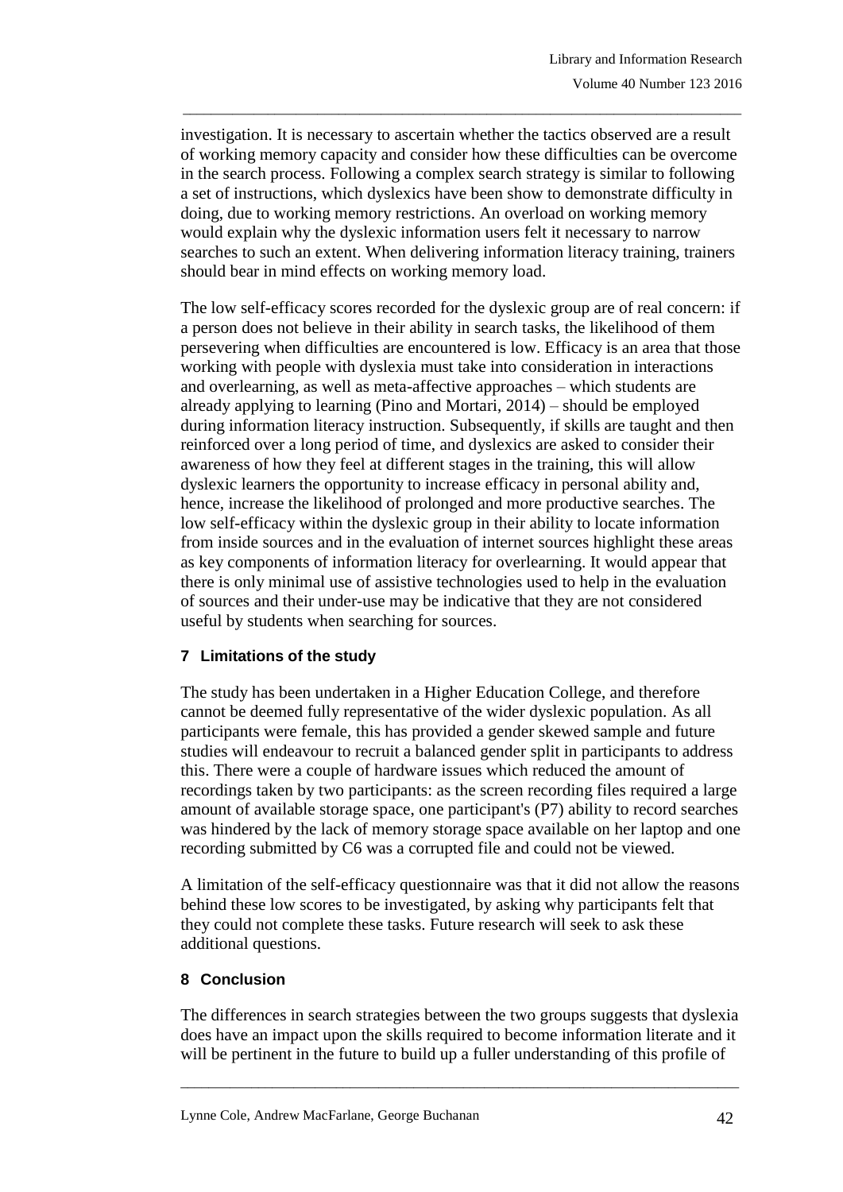investigation. It is necessary to ascertain whether the tactics observed are a result of working memory capacity and consider how these difficulties can be overcome in the search process. Following a complex search strategy is similar to following a set of instructions, which dyslexics have been show to demonstrate difficulty in doing, due to working memory restrictions. An overload on working memory would explain why the dyslexic information users felt it necessary to narrow searches to such an extent. When delivering information literacy training, trainers should bear in mind effects on working memory load.

The low self-efficacy scores recorded for the dyslexic group are of real concern: if a person does not believe in their ability in search tasks, the likelihood of them persevering when difficulties are encountered is low. Efficacy is an area that those working with people with dyslexia must take into consideration in interactions and overlearning, as well as meta-affective approaches – which students are already applying to learning (Pino and Mortari, 2014) – should be employed during information literacy instruction. Subsequently, if skills are taught and then reinforced over a long period of time, and dyslexics are asked to consider their awareness of how they feel at different stages in the training, this will allow dyslexic learners the opportunity to increase efficacy in personal ability and, hence, increase the likelihood of prolonged and more productive searches. The low self-efficacy within the dyslexic group in their ability to locate information from inside sources and in the evaluation of internet sources highlight these areas as key components of information literacy for overlearning. It would appear that there is only minimal use of assistive technologies used to help in the evaluation of sources and their under-use may be indicative that they are not considered useful by students when searching for sources.

## 7 Limitations of the study

The study has been undertaken in a Higher Education College, and therefore cannot be deemed fully representative of the wider dyslexic population. As all participants were female, this has provided a gender skewed sample and future studies will endeavour to recruit a balanced gender split in participants to address this. There were a couple of hardware issues which reduced the amount of recordings taken by two participants: as the screen recording files required a large amount of available storage space, one participant's (P7) ability to record searches was hindered by the lack of memory storage space available on her laptop and one recording submitted by C6 was a corrupted file and could not be viewed.

A limitation of the self-efficacy questionnaire was that it did not allow the reasons behind these low scores to be investigated, by asking why participants felt that they could not complete these tasks. Future research will seek to ask these additional questions.

## 8 Conclusion

The differences in search strategies between the two groups suggests that dyslexia does have an impact upon the skills required to become information literate and it will be pertinent in the future to build up a fuller understanding of this profile of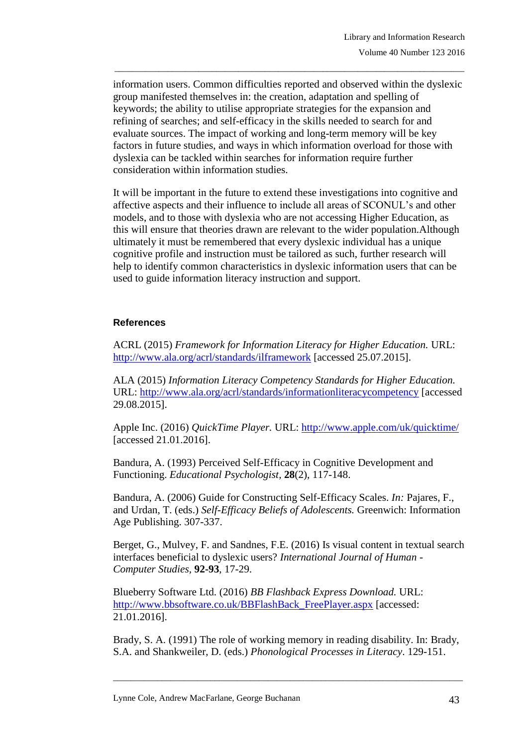information users. Common difficulties reported and observed within the dyslexic group manifested themselves in: the creation, adaptation and spelling of keywords; the ability to utilise appropriate strategies for the expansion and refining of searches; and self-efficacy in the skills needed to search for and evaluate sources. The impact of working and long-term memory will be key factors in future studies, and ways in which information overload for those with dyslexia can be tackled within searches for information require further consideration within information studies.

It will be important in the future to extend these investigations into cognitive and affective aspects and their influence to include all areas of SCONUL's and other models, and to those with dyslexia who are not accessing Higher Education, as this will ensure that theories drawn are relevant to the wider population.Although ultimately it must be remembered that every dyslexic individual has a unique cognitive profile and instruction must be tailored as such, further research will help to identify common characteristics in dyslexic information users that can be used to guide information literacy instruction and support.

## References

ACRL (2015) *Framework for Information Literacy for Higher Education.* URL: http://www.ala.org/acrl/standards/ilframework [accessed 25.07.2015].

ALA (2015) *Information Literacy Competency Standards for Higher Education.* URL: http://www.ala.org/acrl/standards/informationliteracycompetency [accessed 29.08.2015].

Apple Inc. (2016) *QuickTime Player.* URL: http://www.apple.com/uk/quicktime/ [accessed 21.01.2016].

Bandura, A. (1993) Perceived Self-Efficacy in Cognitive Development and Functioning. *Educational Psychologist,* **28**(2), 117-148.

Bandura, A. (2006) Guide for Constructing Self-Efficacy Scales. *In:* Pajares, F., and Urdan, T. (eds.) *Self-Efficacy Beliefs of Adolescents.* Greenwich: Information Age Publishing. 307-337.

Berget, G., Mulvey, F. and Sandnes, F.E. (2016) Is visual content in textual search interfaces beneficial to dyslexic users? *International Journal of Human - Computer Studies,* **92-93**, 17-29.

Blueberry Software Ltd. (2016) *BB Flashback Express Download.* URL: http://www.bbsoftware.co.uk/BBFlashBack_FreePlayer.aspx [accessed: 21.01.2016].

Brady, S. A. (1991) The role of working memory in reading disability. In: Brady, S.A. and Shankweiler, D. (eds.) *Phonological Processes in Literacy*. 129-151.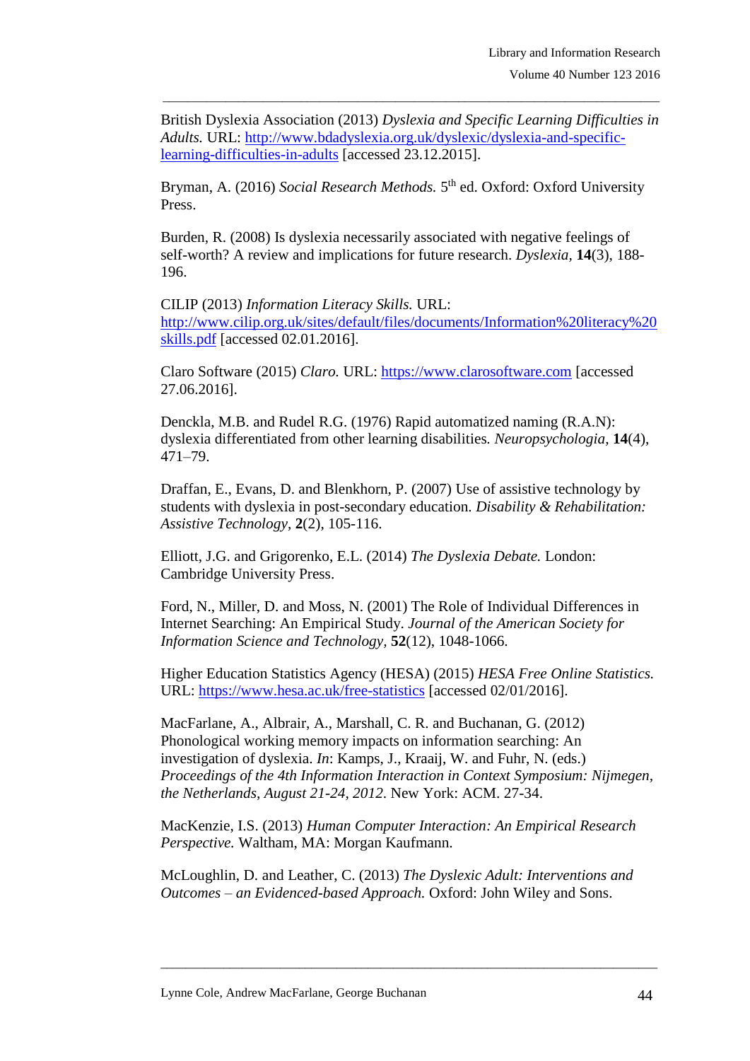British Dyslexia Association (2013) *Dyslexia and Specific Learning Difficulties in Adults.* URL: [http://www.bdadyslexia.org.uk/dyslexic/dyslexia-and-specific-learning-difficulties-in-adults](http://www.bdadyslexia.org.uk/dyslexic/dyslexia-and-specific-learning-difficulties-in-adults) [accessed 23.12.2015].

Bryman, A. (2016) *Social Research Methods.* 5th ed. Oxford: Oxford University Press.

Burden, R. (2008) Is dyslexia necessarily associated with negative feelings of self-worth? A review and implications for future research. *Dyslexia*, **14**(3), 188-196.

CILIP (2013) *Information Literacy Skills.* URL: [http://www.cilip.org.uk/sites/default/files/documents/Information%20literacy%20skills.pdf](http://www.cilip.org.uk/sites/default/files/documents/Information%20literacy%20skills.pdf) [accessed 02.01.2016].

Claro Software (2015) *Claro.* URL: [https://www.clarosoftware.com](https://www.clarosoftware.com) [accessed 27.06.2016].

Denckla, M.B. and Rudel R.G. (1976) Rapid automatized naming (R.A.N): dyslexia differentiated from other learning disabilities*. Neuropsychologia*, **14**(4), 471–79.

Draffan, E., Evans, D. and Blenkhorn, P. (2007) Use of assistive technology by students with dyslexia in post-secondary education. *Disability & Rehabilitation: Assistive Technology*, **2**(2), 105-116.

Elliott, J.G. and Grigorenko, E.L. (2014) *The Dyslexia Debate.* London: Cambridge University Press.

Ford, N., Miller, D. and Moss, N. (2001) The Role of Individual Differences in Internet Searching: An Empirical Study. *Journal of the American Society for Information Science and Technology,* **52**(12), 1048-1066.

Higher Education Statistics Agency (HESA) (2015) *HESA Free Online Statistics.* URL: [https://www.hesa.ac.uk/free-statistics](https://www.hesa.ac.uk/free-statistics) [accessed 02/01/2016].

MacFarlane, A., Albrair, A., Marshall, C. R. and Buchanan, G. (2012) Phonological working memory impacts on information searching: An investigation of dyslexia. *In*: Kamps, J., Kraaij, W. and Fuhr, N. (eds.) *Proceedings of the 4th Information Interaction in Context Symposium: Nijmegen, the Netherlands, August 21-24, 2012*. New York: ACM. 27-34.

MacKenzie, I.S. (2013) *Human Computer Interaction: An Empirical Research Perspective.* Waltham, MA: Morgan Kaufmann.

McLoughlin, D. and Leather, C. (2013) *The Dyslexic Adult: Interventions and Outcomes – an Evidenced-based Approach.* Oxford: John Wiley and Sons.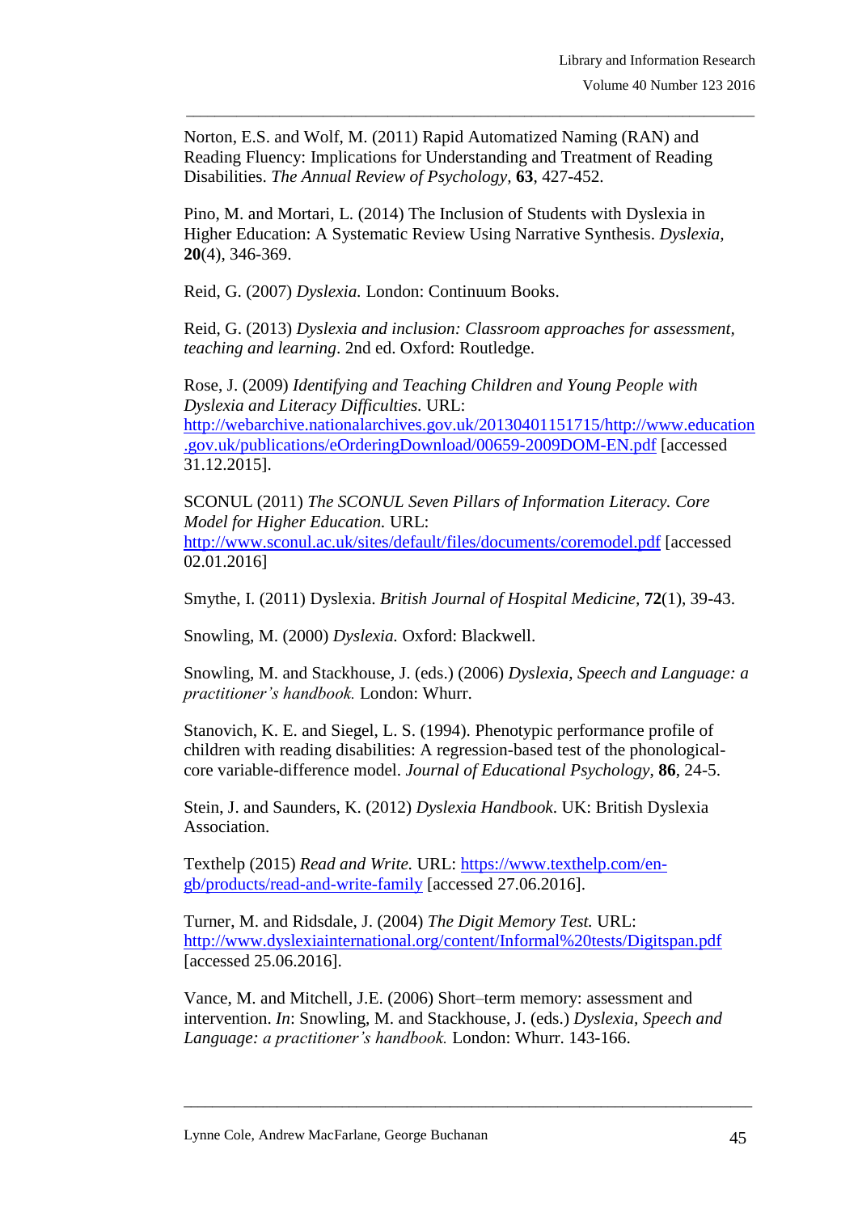Norton, E.S. and Wolf, M. (2011) Rapid Automatized Naming (RAN) and Reading Fluency: Implications for Understanding and Treatment of Reading Disabilities. *The Annual Review of Psychology*, **63**, 427-452.

Pino, M. and Mortari, L. (2014) The Inclusion of Students with Dyslexia in Higher Education: A Systematic Review Using Narrative Synthesis. *Dyslexia*, **20**(4), 346-369.

Reid, G. (2007) *Dyslexia.* London: Continuum Books.

Reid, G. (2013) *Dyslexia and inclusion: Classroom approaches for assessment, teaching and learning*. 2nd ed. Oxford: Routledge.

Rose, J. (2009) *Identifying and Teaching Children and Young People with Dyslexia and Literacy Difficulties*. URL: [http://webarchive.nationalarchives.gov.uk/20130401151715/http://www.education.gov.uk/publications/eOrderingDownload/00659-2009DOM-EN.pdf](http://webarchive.nationalarchives.gov.uk/20130401151715/http://www.education.gov.uk/publications/eOrderingDownload/00659-2009DOM-EN.pdf) [accessed 31.12.2015].

SCONUL (2011) *The SCONUL Seven Pillars of Information Literacy. Core Model for Higher Education.* URL: [http://www.sconul.ac.uk/sites/default/files/documents/coremodel.pdf](http://www.sconul.ac.uk/sites/default/files/documents/coremodel.pdf) [accessed 02.01.2016]

Smythe, I. (2011) Dyslexia. *British Journal of Hospital Medicine*, **72**(1), 39-43.

Snowling, M. (2000) *Dyslexia.* Oxford: Blackwell.

Snowling, M. and Stackhouse, J. (eds.) (2006) *Dyslexia, Speech and Language: a practitioner's handbook.* London: Whurr.

Stanovich, K. E. and Siegel, L. S. (1994). Phenotypic performance profile of children with reading disabilities: A regression-based test of the phonological-core variable-difference model. *Journal of Educational Psychology*, **86**, 24-5.

Stein, J. and Saunders, K. (2012) *Dyslexia Handbook*. UK: British Dyslexia Association.

Texthelp (2015) *Read and Write.* URL: [https://www.texthelp.com/en-gb/products/read-and-write-family](https://www.texthelp.com/en-gb/products/read-and-write-family) [accessed 27.06.2016].

Turner, M. and Ridsdale, J. (2004) *The Digit Memory Test.* URL: [http://www.dyslexiainternational.org/content/Informal%20tests/Digitspan.pdf](http://www.dyslexiainternational.org/content/Informal%20tests/Digitspan.pdf) [accessed 25.06.2016].

Vance, M. and Mitchell, J.E. (2006) Short–term memory: assessment and intervention. *In*: Snowling, M. and Stackhouse, J. (eds.) *Dyslexia, Speech and Language: a practitioner's handbook.* London: Whurr. 143-166.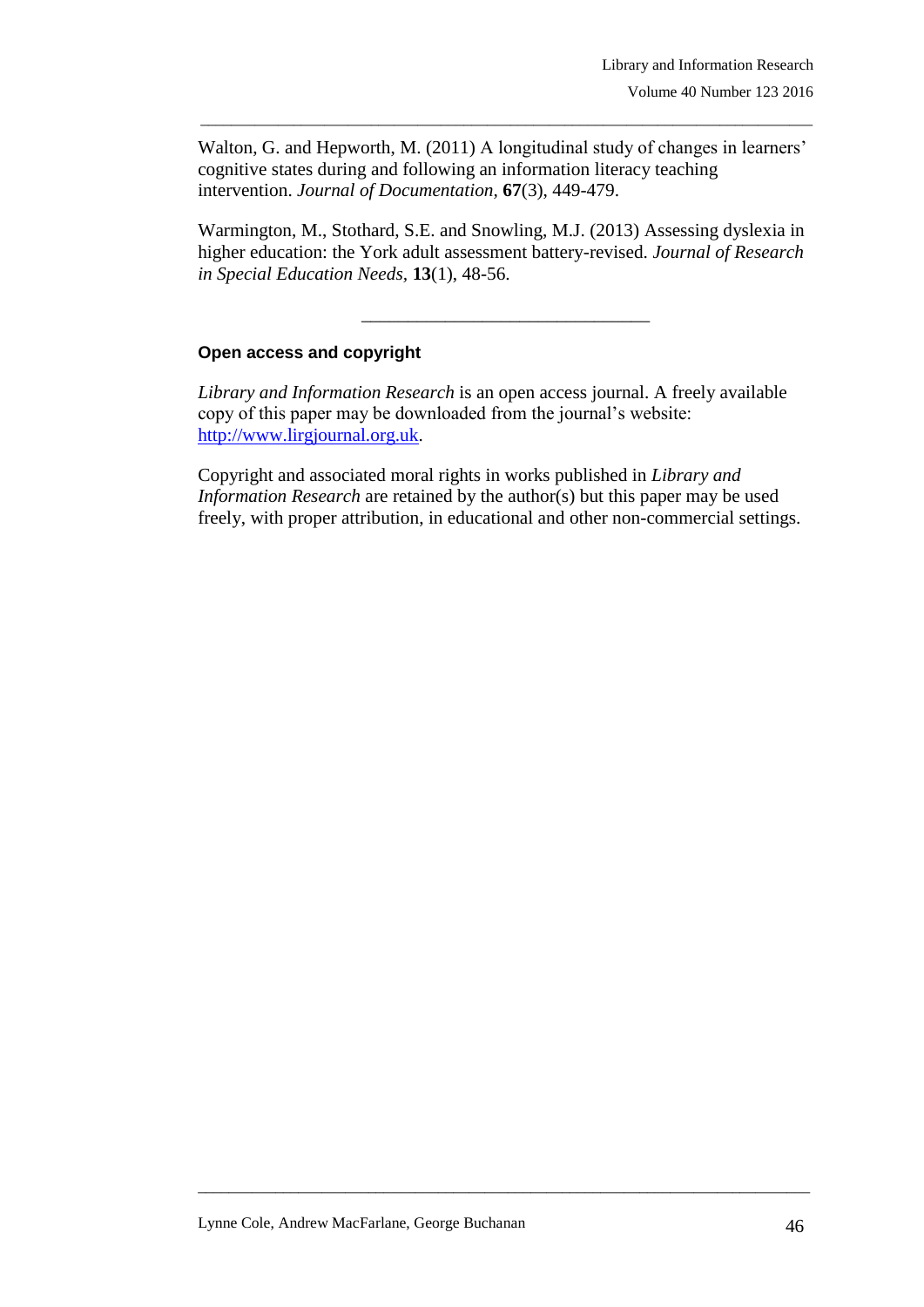Walton, G. and Hepworth, M. (2011) A longitudinal study of changes in learners' cognitive states during and following an information literacy teaching intervention. *Journal of Documentation*, **67**(3), 449-479.

Warmington, M., Stothard, S.E. and Snowling, M.J. (2013) Assessing dyslexia in higher education: the York adult assessment battery-revised. *Journal of Research in Special Education Needs*, **13**(1), 48-56.

---

**Open access and copyright**

*Library and Information Research* is an open access journal. A freely available copy of this paper may be downloaded from the journal's website: http://www.lirgjournal.org.uk.

Copyright and associated moral rights in works published in *Library and Information Research* are retained by the author(s) but this paper may be used freely, with proper attribution, in educational and other non-commercial settings.